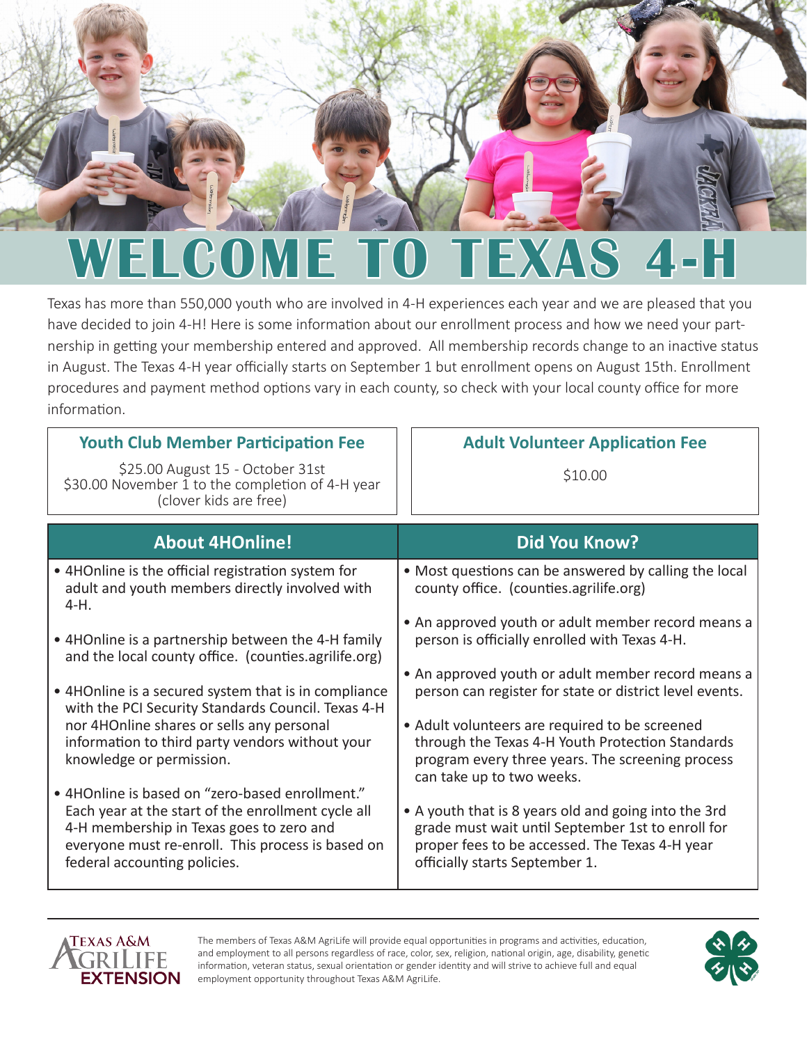# WELCOME TO TEXAS 4-H

Texas has more than 550,000 youth who are involved in 4-H experiences each year and we are pleased that you have decided to join 4-H! Here is some information about our enrollment process and how we need your partnership in getting your membership entered and approved. All membership records change to an inactive status in August. The Texas 4-H year officially starts on September 1 but enrollment opens on August 15th. Enrollment procedures and payment method options vary in each county, so check with your local county office for more information.

### Youth Club Member Participation Fee

$25.00 August 15 - October 31st
$30.00 November 1 to the completion of 4-H year
(clover kids are free)

### Adult Volunteer Application Fee

$10.00

## About 4HOnline!

- 4HOnline is the official registration system for adult and youth members directly involved with 4-H.
- 4HOnline is a partnership between the 4-H family and the local county office. (counties.agrilife.org)
- 4HOnline is a secured system that is in compliance with the PCI Security Standards Council. Texas 4-H nor 4HOnline shares or sells any personal information to third party vendors without your knowledge or permission.
- 4HOnline is based on "zero-based enrollment." Each year at the start of the enrollment cycle all 4-H membership in Texas goes to zero and everyone must re-enroll. This process is based on federal accounting policies.

## Did You Know?

- Most questions can be answered by calling the local county office. (counties.agrilife.org)
- An approved youth or adult member record means a person is officially enrolled with Texas 4-H.
- An approved youth or adult member record means a person can register for state or district level events.
- Adult volunteers are required to be screened through the Texas 4-H Youth Protection Standards program every three years. The screening process can take up to two weeks.
- A youth that is 8 years old and going into the 3rd grade must wait until September 1st to enroll for proper fees to be accessed. The Texas 4-H year officially starts September 1.

Texas A&M AgriLife Extension

The members of Texas A&M AgriLife will provide equal opportunities in programs and activities, education, and employment to all persons regardless of race, color, sex, religion, national origin, age, disability, genetic information, veteran status, sexual orientation or gender identity and will strive to achieve full and equal employment opportunity throughout Texas A&M AgriLife.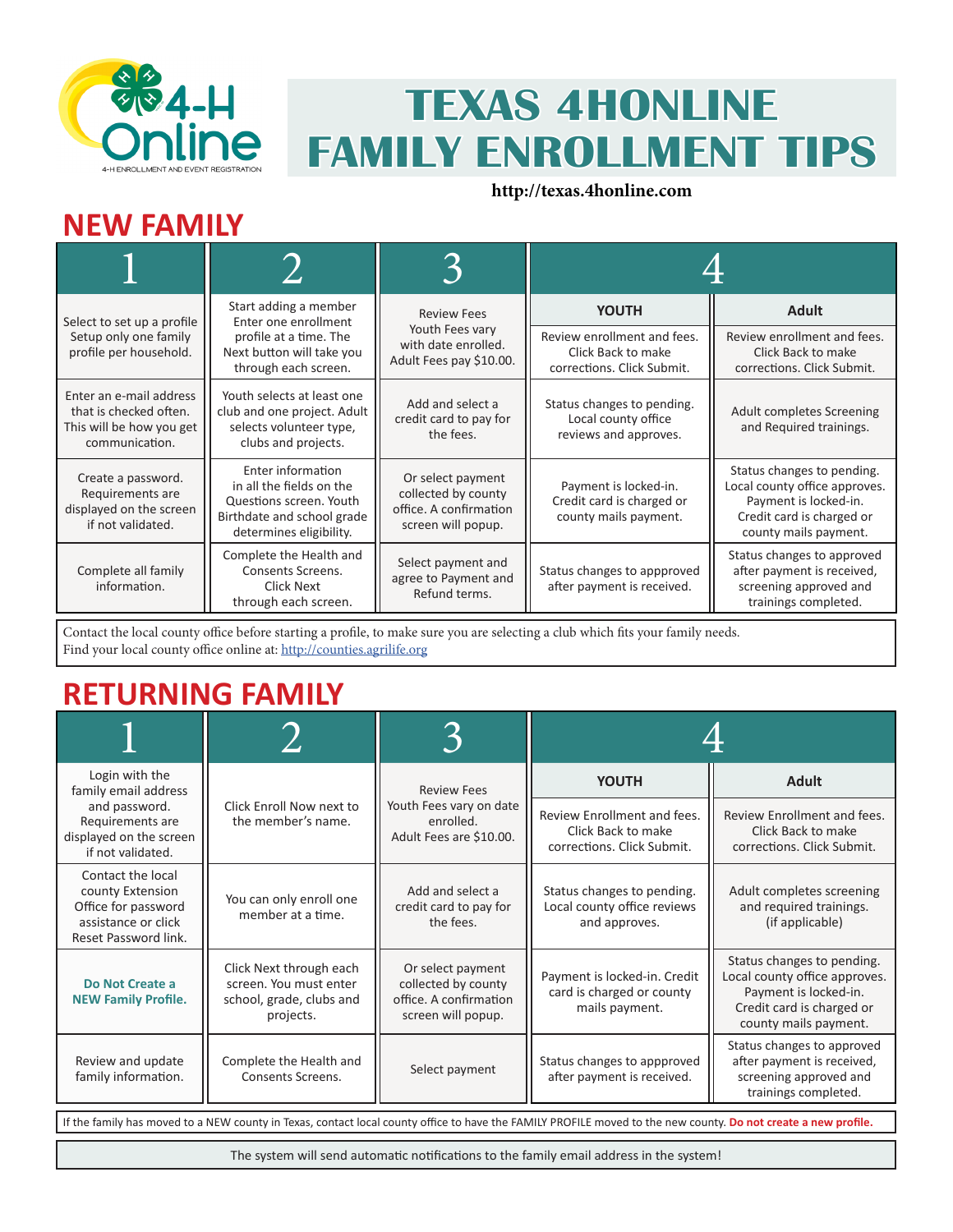# TEXAS 4HONLINE FAMILY ENROLLMENT TIPS

**http://texas.4honline.com**

## NEW FAMILY

| 1 | 2 | 3 | 4 YOUTH | 4 Adult |
|---|---|---|---|---|
| Select to set up a profile Setup only one family profile per household. | Start adding a member Enter one enrollment profile at a time. The Next button will take you through each screen. | Review Fees Youth Fees vary with date enrolled. Adult Fees pay $10.00. | Review enrollment and fees. Click Back to make corrections. Click Submit. | Review enrollment and fees. Click Back to make corrections. Click Submit. |
| Enter an e-mail address that is checked often. This will be how you get communication. | Youth selects at least one club and one project. Adult selects volunteer type, clubs and projects. | Add and select a credit card to pay for the fees. | Status changes to pending. Local county office reviews and approves. | Adult completes Screening and Required trainings. |
| Create a password. Requirements are displayed on the screen if not validated. | Enter information in all the fields on the Questions screen. Youth Birthdate and school grade determines eligibility. | Or select payment collected by county office. A confirmation screen will popup. | Payment is locked-in. Credit card is charged or county mails payment. | Status changes to pending. Local county office approves. Payment is locked-in. Credit card is charged or county mails payment. |
| Complete all family information. | Complete the Health and Consents Screens. Click Next through each screen. | Select payment and agree to Payment and Refund terms. | Status changes to appproved after payment is received. | Status changes to approved after payment is received, screening approved and trainings completed. |

Contact the local county office before starting a profile, to make sure you are selecting a club which fits your family needs.
Find your local county office online at: http://counties.agrilife.org

## RETURNING FAMILY

| 1 | 2 | 3 | 4 YOUTH | 4 Adult |
|---|---|---|---|---|
| Login with the family email address and password. Requirements are displayed on the screen if not validated. | Click Enroll Now next to the member's name. | Review Fees Youth Fees vary on date enrolled. Adult Fees are $10.00. | Review Enrollment and fees. Click Back to make corrections. Click Submit. | Review Enrollment and fees. Click Back to make corrections. Click Submit. |
| Contact the local county Extension Office for password assistance or click Reset Password link. | You can only enroll one member at a time. | Add and select a credit card to pay for the fees. | Status changes to pending. Local county office reviews and approves. | Adult completes screening and required trainings. (if applicable) |
| **Do Not Create a NEW Family Profile.** | Click Next through each screen. You must enter school, grade, clubs and projects. | Or select payment collected by county office. A confirmation screen will popup. | Payment is locked-in. Credit card is charged or county mails payment. | Status changes to pending. Local county office approves. Payment is locked-in. Credit card is charged or county mails payment. |
| Review and update family information. | Complete the Health and Consents Screens. | Select payment | Status changes to appproved after payment is received. | Status changes to approved after payment is received, screening approved and trainings completed. |

If the family has moved to a NEW county in Texas, contact local county office to have the FAMILY PROFILE moved to the new county. **Do not create a new profile.**

The system will send automatic notifications to the family email address in the system!